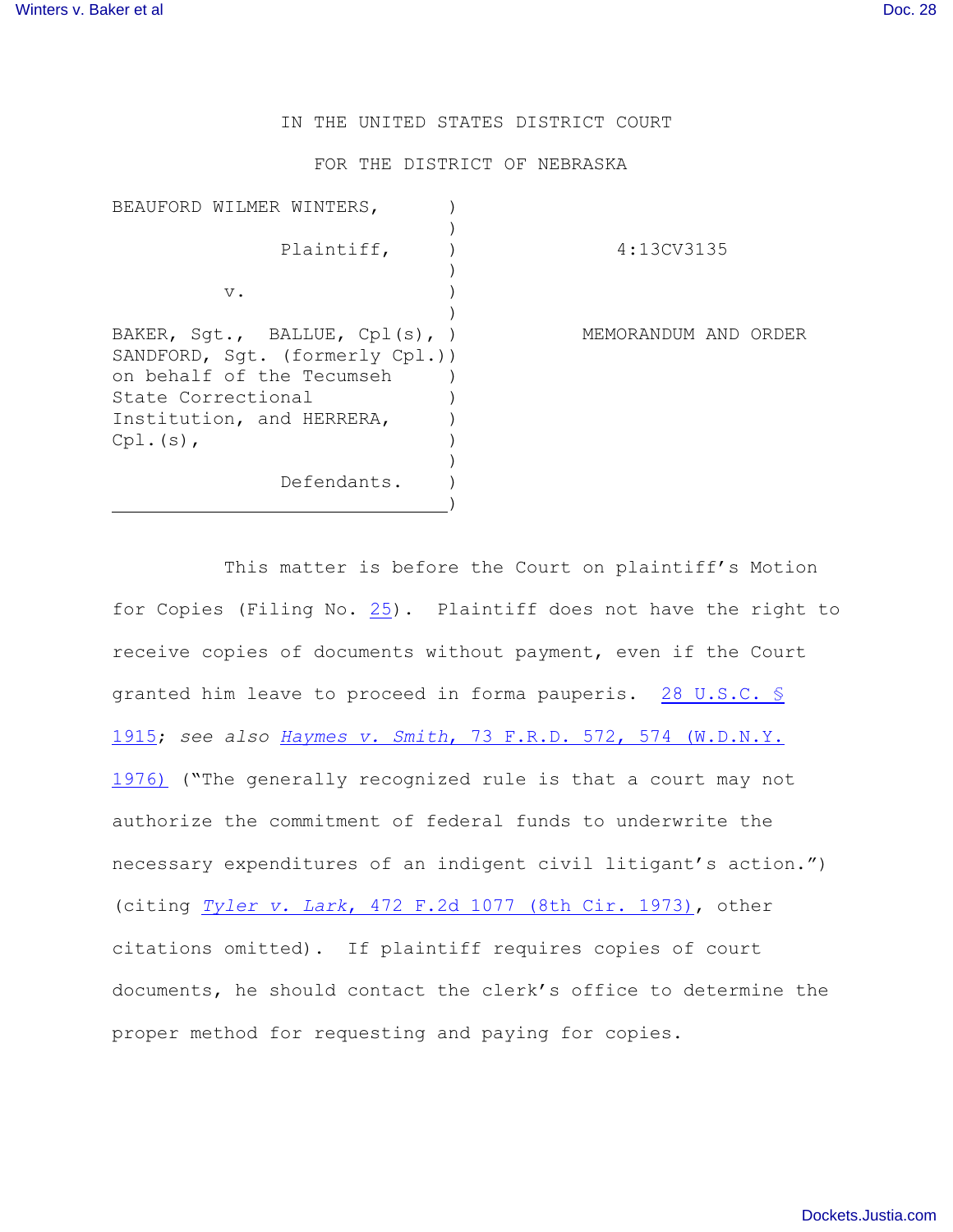IN THE UNITED STATES DISTRICT COURT

FOR THE DISTRICT OF NEBRASKA

| | | |
|---|---|---|
| BEAUFORD WILMER WINTERS,<br><br>Plaintiff,<br><br>v.<br><br>BAKER, Sgt., BALLUE, Cpl(s), SANDFORD, Sgt. (formerly Cpl.) on behalf of the Tecumseh State Correctional Institution, and HERRERA, Cpl.(s),<br><br>Defendants. | ) | 4:13CV3135<br><br>MEMORANDUM AND ORDER |

This matter is before the Court on plaintiff's Motion for Copies (Filing No. 25). Plaintiff does not have the right to receive copies of documents without payment, even if the Court granted him leave to proceed in forma pauperis. 28 U.S.C. § 1915; *see also* *Haymes v. Smith*, 73 F.R.D. 572, 574 (W.D.N.Y. 1976) ("The generally recognized rule is that a court may not authorize the commitment of federal funds to underwrite the necessary expenditures of an indigent civil litigant's action.") (citing *Tyler v. Lark*, 472 F.2d 1077 (8th Cir. 1973), other citations omitted). If plaintiff requires copies of court documents, he should contact the clerk's office to determine the proper method for requesting and paying for copies.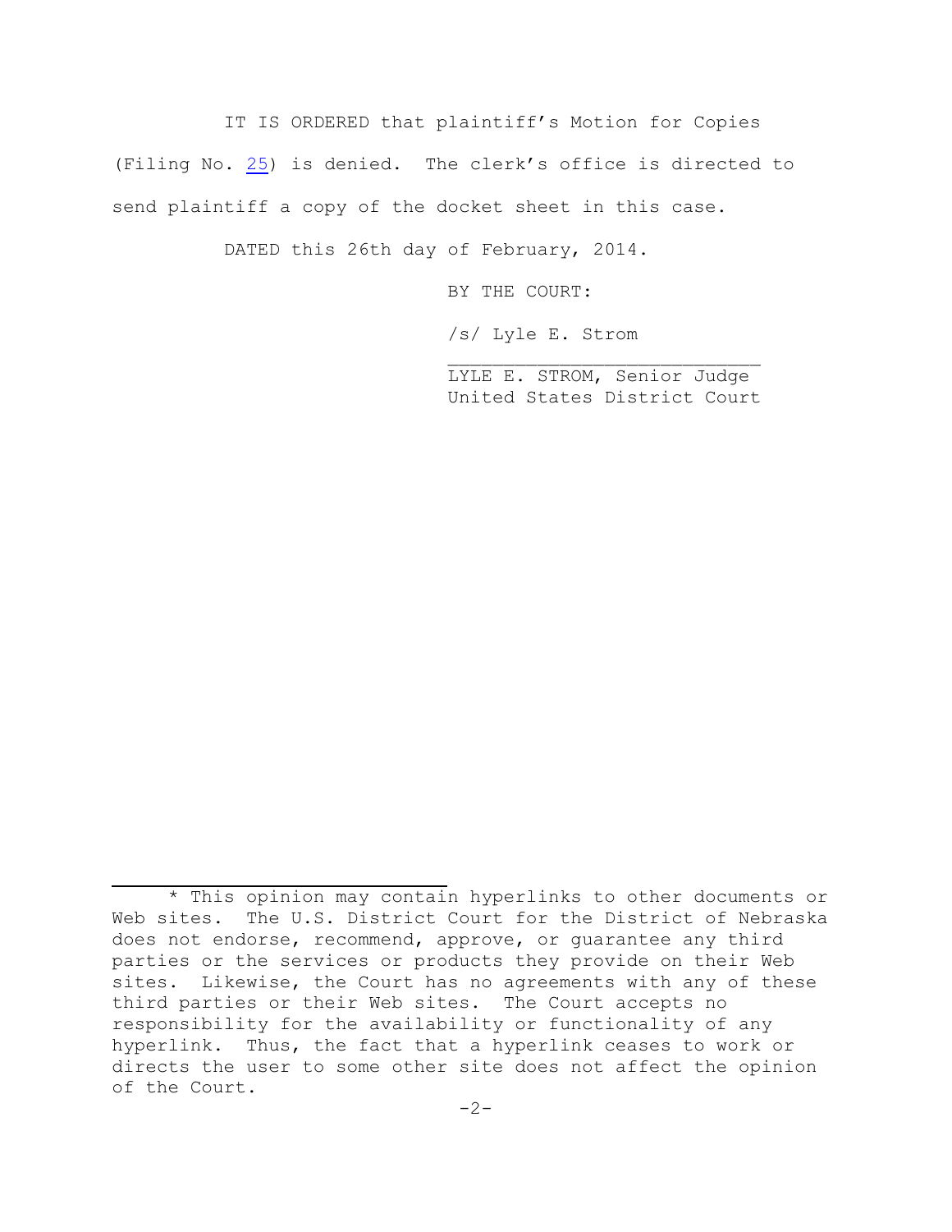IT IS ORDERED that plaintiff's Motion for Copies (Filing No. 25) is denied. The clerk's office is directed to send plaintiff a copy of the docket sheet in this case.

DATED this 26th day of February, 2014.

BY THE COURT:

/s/ Lyle E. Strom

LYLE E. STROM, Senior Judge
United States District Court

---

* This opinion may contain hyperlinks to other documents or Web sites. The U.S. District Court for the District of Nebraska does not endorse, recommend, approve, or guarantee any third parties or the services or products they provide on their Web sites. Likewise, the Court has no agreements with any of these third parties or their Web sites. The Court accepts no responsibility for the availability or functionality of any hyperlink. Thus, the fact that a hyperlink ceases to work or directs the user to some other site does not affect the opinion of the Court.